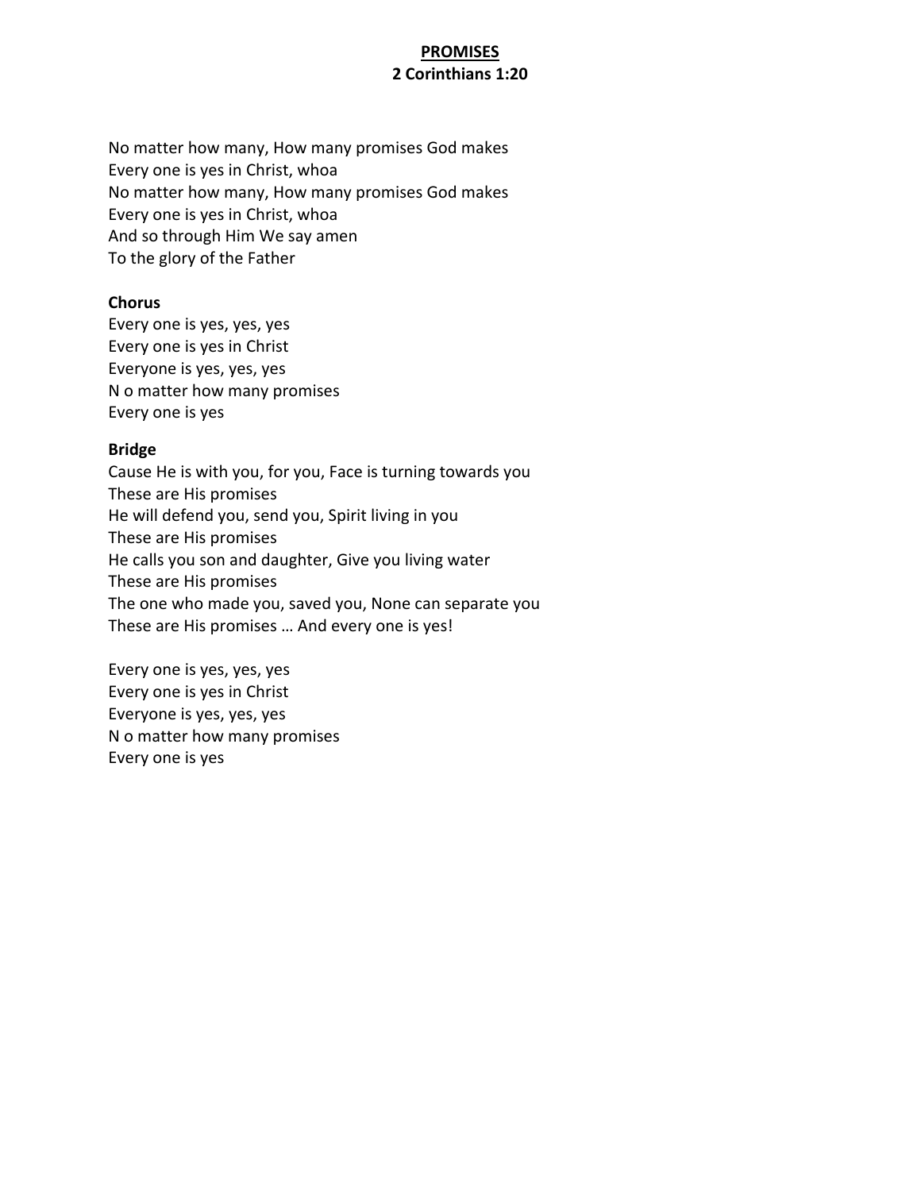# <u>PROMISES</u>

## 2 Corinthians 1:20

No matter how many, How many promises God makes
Every one is yes in Christ, whoa
No matter how many, How many promises God makes
Every one is yes in Christ, whoa
And so through Him We say amen
To the glory of the Father

**Chorus**
Every one is yes, yes, yes
Every one is yes in Christ
Everyone is yes, yes, yes
N o matter how many promises
Every one is yes

**Bridge**
Cause He is with you, for you, Face is turning towards you
These are His promises
He will defend you, send you, Spirit living in you
These are His promises
He calls you son and daughter, Give you living water
These are His promises
The one who made you, saved you, None can separate you
These are His promises … And every one is yes!

Every one is yes, yes, yes
Every one is yes in Christ
Everyone is yes, yes, yes
N o matter how many promises
Every one is yes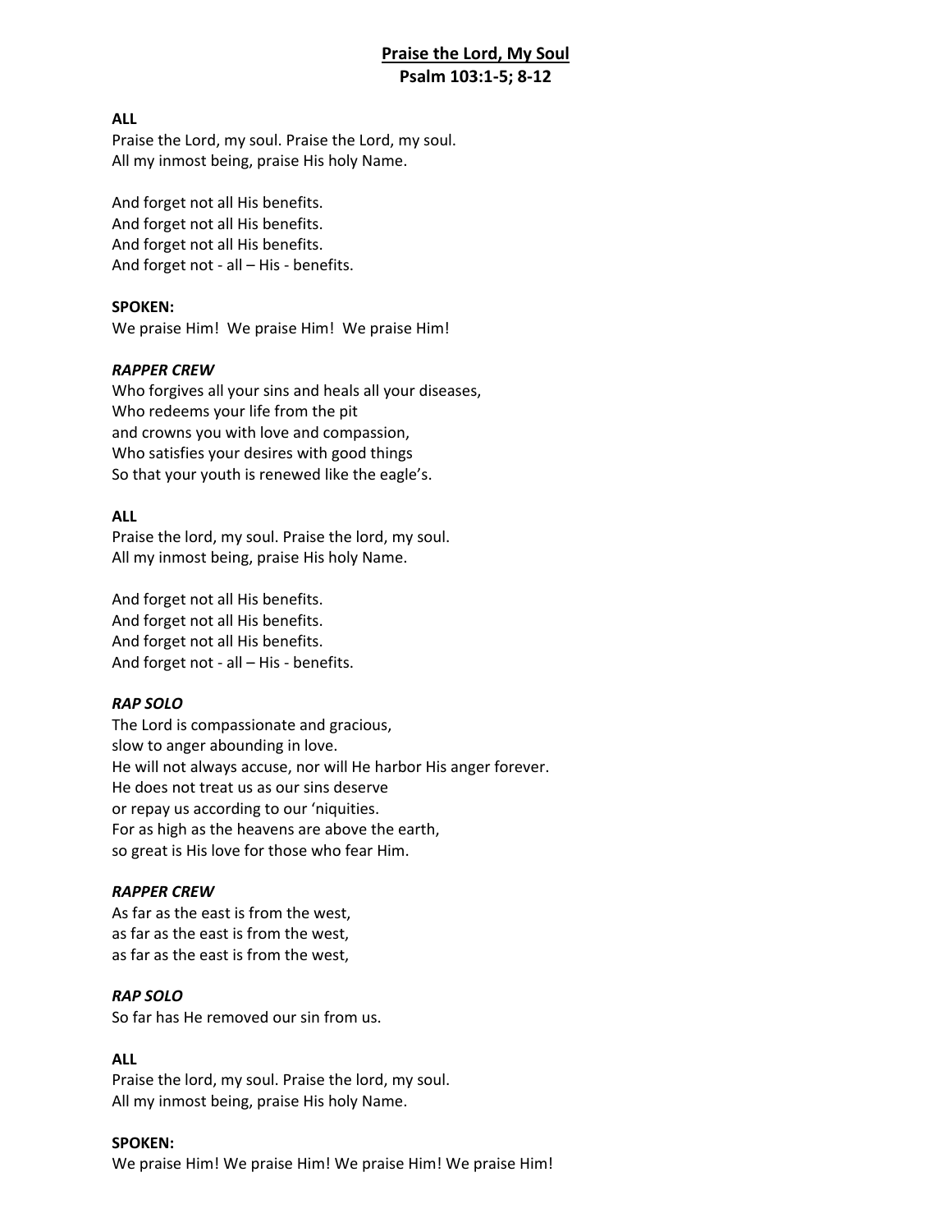# Praise the Lord, My Soul

**Psalm 103:1-5; 8-12**

**ALL**

Praise the Lord, my soul. Praise the Lord, my soul.
All my inmost being, praise His holy Name.

And forget not all His benefits.
And forget not all His benefits.
And forget not all His benefits.
And forget not - all – His - benefits.

**SPOKEN:**

We praise Him! We praise Him! We praise Him!

***RAPPER CREW***

Who forgives all your sins and heals all your diseases,
Who redeems your life from the pit
and crowns you with love and compassion,
Who satisfies your desires with good things
So that your youth is renewed like the eagle's.

**ALL**

Praise the lord, my soul. Praise the lord, my soul.
All my inmost being, praise His holy Name.

And forget not all His benefits.
And forget not all His benefits.
And forget not all His benefits.
And forget not - all – His - benefits.

***RAP SOLO***

The Lord is compassionate and gracious,
slow to anger abounding in love.
He will not always accuse, nor will He harbor His anger forever.
He does not treat us as our sins deserve
or repay us according to our 'niquities.
For as high as the heavens are above the earth,
so great is His love for those who fear Him.

***RAPPER CREW***

As far as the east is from the west,
as far as the east is from the west,
as far as the east is from the west,

***RAP SOLO***

So far has He removed our sin from us.

**ALL**

Praise the lord, my soul. Praise the lord, my soul.
All my inmost being, praise His holy Name.

**SPOKEN:**

We praise Him! We praise Him! We praise Him! We praise Him!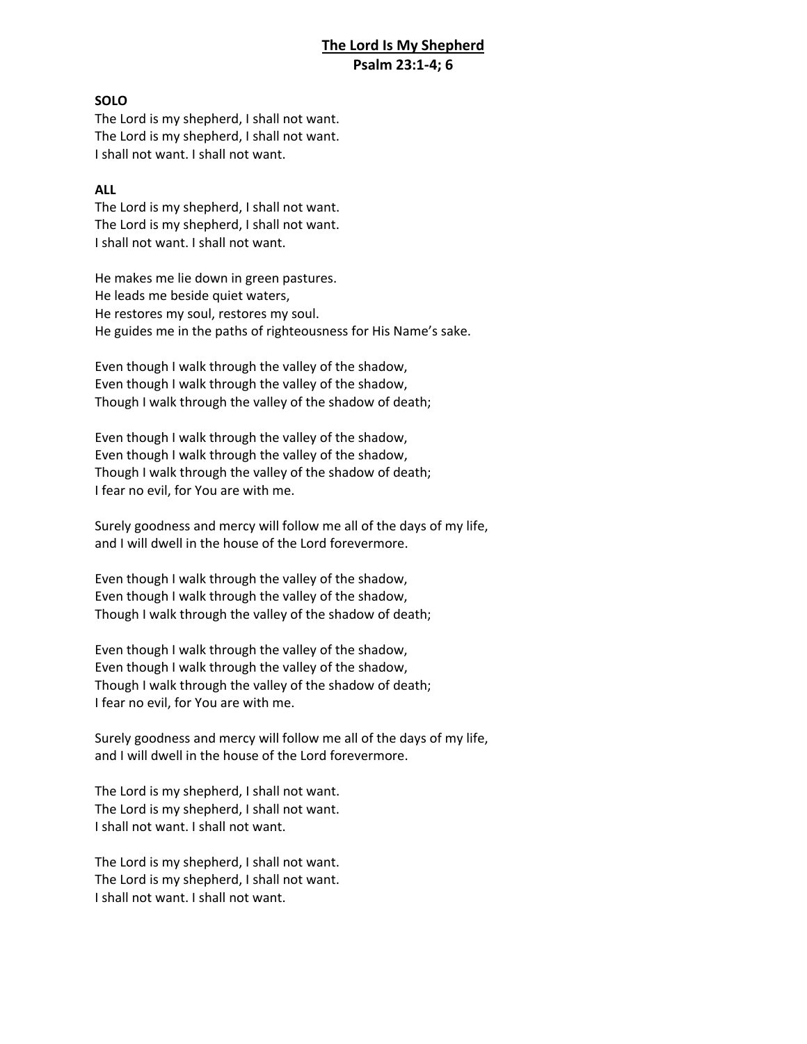## <u>The Lord Is My Shepherd</u>

**Psalm 23:1-4; 6**

**SOLO**

The Lord is my shepherd, I shall not want.
The Lord is my shepherd, I shall not want.
I shall not want. I shall not want.

**ALL**

The Lord is my shepherd, I shall not want.
The Lord is my shepherd, I shall not want.
I shall not want. I shall not want.

He makes me lie down in green pastures.
He leads me beside quiet waters,
He restores my soul, restores my soul.
He guides me in the paths of righteousness for His Name's sake.

Even though I walk through the valley of the shadow,
Even though I walk through the valley of the shadow,
Though I walk through the valley of the shadow of death;

Even though I walk through the valley of the shadow,
Even though I walk through the valley of the shadow,
Though I walk through the valley of the shadow of death;
I fear no evil, for You are with me.

Surely goodness and mercy will follow me all of the days of my life,
and I will dwell in the house of the Lord forevermore.

Even though I walk through the valley of the shadow,
Even though I walk through the valley of the shadow,
Though I walk through the valley of the shadow of death;

Even though I walk through the valley of the shadow,
Even though I walk through the valley of the shadow,
Though I walk through the valley of the shadow of death;
I fear no evil, for You are with me.

Surely goodness and mercy will follow me all of the days of my life,
and I will dwell in the house of the Lord forevermore.

The Lord is my shepherd, I shall not want.
The Lord is my shepherd, I shall not want.
I shall not want. I shall not want.

The Lord is my shepherd, I shall not want.
The Lord is my shepherd, I shall not want.
I shall not want. I shall not want.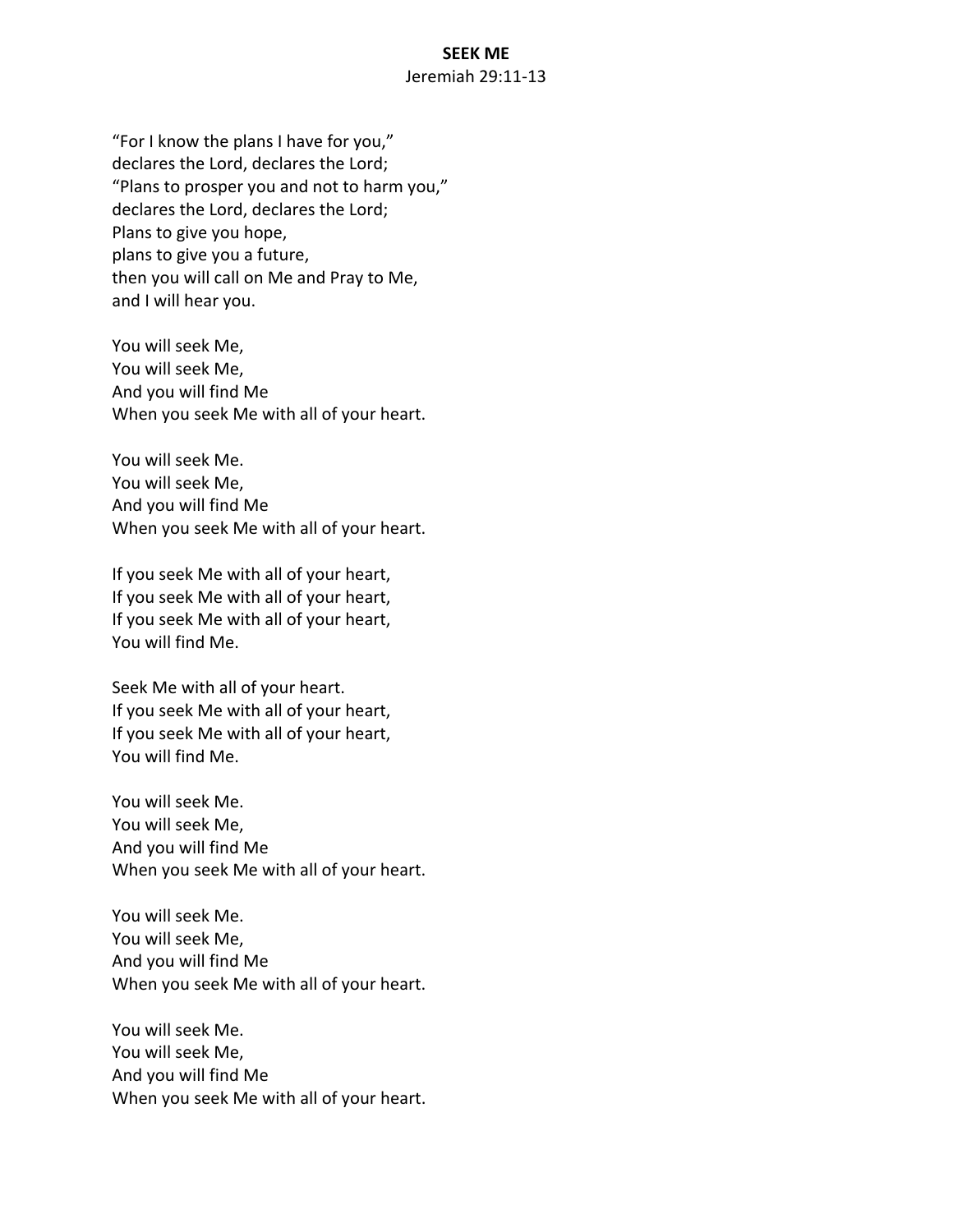# SEEK ME

Jeremiah 29:11-13

"For I know the plans I have for you,"
declares the Lord, declares the Lord;
"Plans to prosper you and not to harm you,"
declares the Lord, declares the Lord;
Plans to give you hope,
plans to give you a future,
then you will call on Me and Pray to Me,
and I will hear you.

You will seek Me,
You will seek Me,
And you will find Me
When you seek Me with all of your heart.

You will seek Me.
You will seek Me,
And you will find Me
When you seek Me with all of your heart.

If you seek Me with all of your heart,
If you seek Me with all of your heart,
If you seek Me with all of your heart,
You will find Me.

Seek Me with all of your heart.
If you seek Me with all of your heart,
If you seek Me with all of your heart,
You will find Me.

You will seek Me.
You will seek Me,
And you will find Me
When you seek Me with all of your heart.

You will seek Me.
You will seek Me,
And you will find Me
When you seek Me with all of your heart.

You will seek Me.
You will seek Me,
And you will find Me
When you seek Me with all of your heart.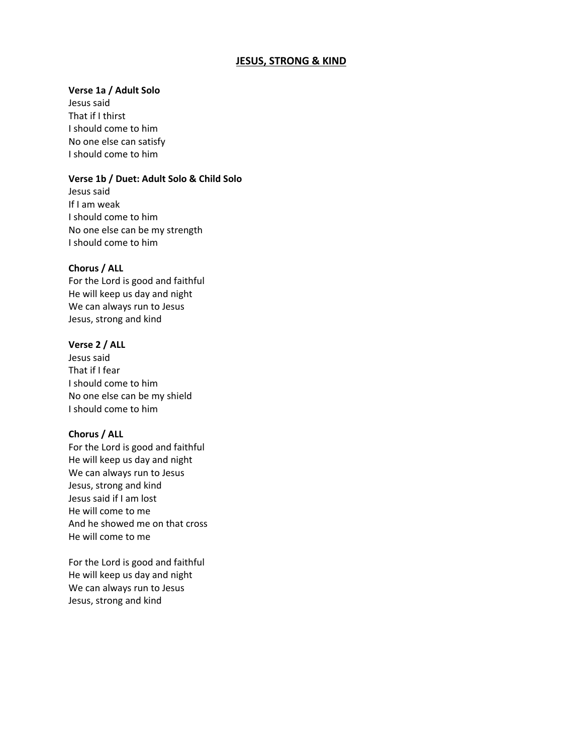# JESUS, STRONG & KIND

**Verse 1a / Adult Solo**
Jesus said
That if I thirst
I should come to him
No one else can satisfy
I should come to him

**Verse 1b / Duet: Adult Solo & Child Solo**
Jesus said
If I am weak
I should come to him
No one else can be my strength
I should come to him

**Chorus / ALL**
For the Lord is good and faithful
He will keep us day and night
We can always run to Jesus
Jesus, strong and kind

**Verse 2 / ALL**
Jesus said
That if I fear
I should come to him
No one else can be my shield
I should come to him

**Chorus / ALL**
For the Lord is good and faithful
He will keep us day and night
We can always run to Jesus
Jesus, strong and kind
Jesus said if I am lost
He will come to me
And he showed me on that cross
He will come to me

For the Lord is good and faithful
He will keep us day and night
We can always run to Jesus
Jesus, strong and kind